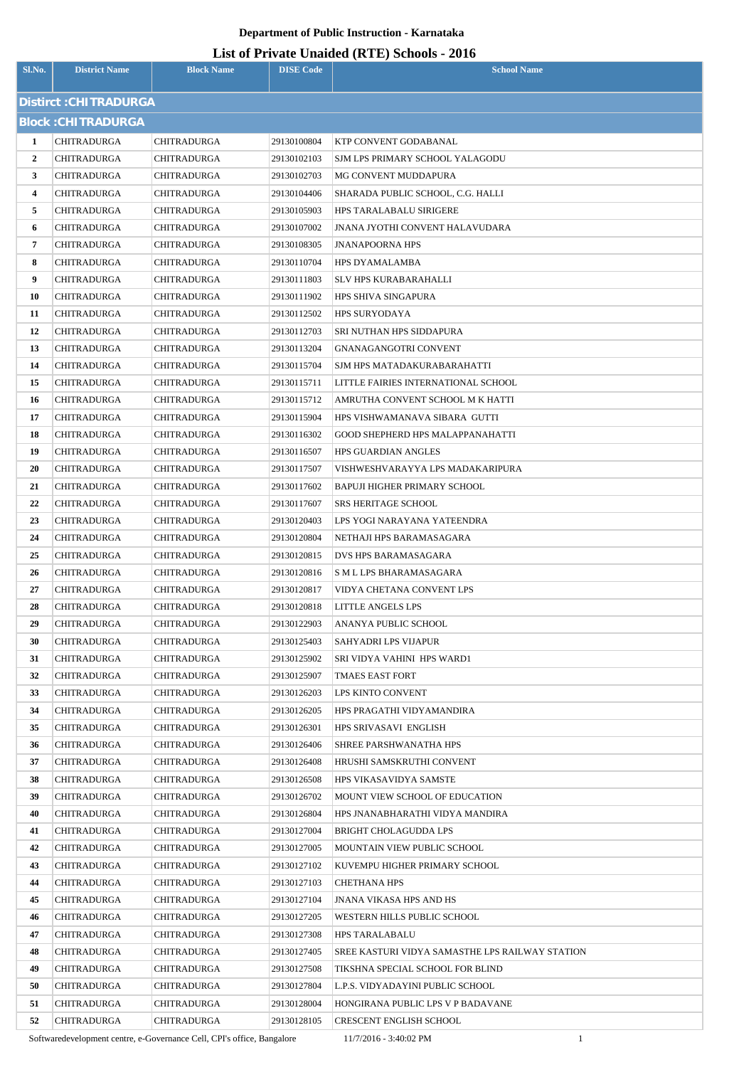# Department of Public Instruction - Karnataka

## List of Private Unaided (RTE) Schools - 2016

| Sl.No. | District Name | Block Name | DISE Code | School Name |
|---|---|---|---|---|
| **Distirct :CHITRADURGA** | | | | |
| **Block :CHITRADURGA** | | | | |
| 1 | CHITRADURGA | CHITRADURGA | 29130100804 | KTP CONVENT GODABANAL |
| 2 | CHITRADURGA | CHITRADURGA | 29130102103 | SJM LPS PRIMARY SCHOOL YALAGODU |
| 3 | CHITRADURGA | CHITRADURGA | 29130102703 | MG CONVENT MUDDAPURA |
| 4 | CHITRADURGA | CHITRADURGA | 29130104406 | SHARADA PUBLIC SCHOOL, C.G. HALLI |
| 5 | CHITRADURGA | CHITRADURGA | 29130105903 | HPS TARALABALU SIRIGERE |
| 6 | CHITRADURGA | CHITRADURGA | 29130107002 | JNANA JYOTHI CONVENT HALAVUDARA |
| 7 | CHITRADURGA | CHITRADURGA | 29130108305 | JNANAPOORNA HPS |
| 8 | CHITRADURGA | CHITRADURGA | 29130110704 | HPS DYAMALAMBA |
| 9 | CHITRADURGA | CHITRADURGA | 29130111803 | SLV HPS KURABARAHALLI |
| 10 | CHITRADURGA | CHITRADURGA | 29130111902 | HPS SHIVA SINGAPURA |
| 11 | CHITRADURGA | CHITRADURGA | 29130112502 | HPS SURYODAYA |
| 12 | CHITRADURGA | CHITRADURGA | 29130112703 | SRI NUTHAN HPS SIDDAPURA |
| 13 | CHITRADURGA | CHITRADURGA | 29130113204 | GNANAGANGOTRI CONVENT |
| 14 | CHITRADURGA | CHITRADURGA | 29130115704 | SJM HPS MATADAKURABARAHATTI |
| 15 | CHITRADURGA | CHITRADURGA | 29130115711 | LITTLE FAIRIES INTERNATIONAL SCHOOL |
| 16 | CHITRADURGA | CHITRADURGA | 29130115712 | AMRUTHA CONVENT SCHOOL M K HATTI |
| 17 | CHITRADURGA | CHITRADURGA | 29130115904 | HPS VISHWAMANAVA SIBARA GUTTI |
| 18 | CHITRADURGA | CHITRADURGA | 29130116302 | GOOD SHEPHERD HPS MALAPPANAHATTI |
| 19 | CHITRADURGA | CHITRADURGA | 29130116507 | HPS GUARDIAN ANGLES |
| 20 | CHITRADURGA | CHITRADURGA | 29130117507 | VISHWESHVARAYYA LPS MADAKARIPURA |
| 21 | CHITRADURGA | CHITRADURGA | 29130117602 | BAPUJI HIGHER PRIMARY SCHOOL |
| 22 | CHITRADURGA | CHITRADURGA | 29130117607 | SRS HERITAGE SCHOOL |
| 23 | CHITRADURGA | CHITRADURGA | 29130120403 | LPS YOGI NARAYANA YATEENDRA |
| 24 | CHITRADURGA | CHITRADURGA | 29130120804 | NETHAJI HPS BARAMASAGARA |
| 25 | CHITRADURGA | CHITRADURGA | 29130120815 | DVS HPS BARAMASAGARA |
| 26 | CHITRADURGA | CHITRADURGA | 29130120816 | S M L LPS BHARAMASAGARA |
| 27 | CHITRADURGA | CHITRADURGA | 29130120817 | VIDYA CHETANA CONVENT LPS |
| 28 | CHITRADURGA | CHITRADURGA | 29130120818 | LITTLE ANGELS LPS |
| 29 | CHITRADURGA | CHITRADURGA | 29130122903 | ANANYA PUBLIC SCHOOL |
| 30 | CHITRADURGA | CHITRADURGA | 29130125403 | SAHYADRI LPS VIJAPUR |
| 31 | CHITRADURGA | CHITRADURGA | 29130125902 | SRI VIDYA VAHINI HPS WARD1 |
| 32 | CHITRADURGA | CHITRADURGA | 29130125907 | TMAES EAST FORT |
| 33 | CHITRADURGA | CHITRADURGA | 29130126203 | LPS KINTO CONVENT |
| 34 | CHITRADURGA | CHITRADURGA | 29130126205 | HPS PRAGATHI VIDYAMANDIRA |
| 35 | CHITRADURGA | CHITRADURGA | 29130126301 | HPS SRIVASAVI ENGLISH |
| 36 | CHITRADURGA | CHITRADURGA | 29130126406 | SHREE PARSHWANATHA HPS |
| 37 | CHITRADURGA | CHITRADURGA | 29130126408 | HRUSHI SAMSKRUTHI CONVENT |
| 38 | CHITRADURGA | CHITRADURGA | 29130126508 | HPS VIKASAVIDYA SAMSTE |
| 39 | CHITRADURGA | CHITRADURGA | 29130126702 | MOUNT VIEW SCHOOL OF EDUCATION |
| 40 | CHITRADURGA | CHITRADURGA | 29130126804 | HPS JNANABHARATHI VIDYA MANDIRA |
| 41 | CHITRADURGA | CHITRADURGA | 29130127004 | BRIGHT CHOLAGUDDA LPS |
| 42 | CHITRADURGA | CHITRADURGA | 29130127005 | MOUNTAIN VIEW PUBLIC SCHOOL |
| 43 | CHITRADURGA | CHITRADURGA | 29130127102 | KUVEMPU HIGHER PRIMARY SCHOOL |
| 44 | CHITRADURGA | CHITRADURGA | 29130127103 | CHETHANA HPS |
| 45 | CHITRADURGA | CHITRADURGA | 29130127104 | JNANA VIKASA HPS AND HS |
| 46 | CHITRADURGA | CHITRADURGA | 29130127205 | WESTERN HILLS PUBLIC SCHOOL |
| 47 | CHITRADURGA | CHITRADURGA | 29130127308 | HPS TARALABALU |
| 48 | CHITRADURGA | CHITRADURGA | 29130127405 | SREE KASTURI VIDYA SAMASTHE LPS RAILWAY STATION |
| 49 | CHITRADURGA | CHITRADURGA | 29130127508 | TIKSHNA SPECIAL SCHOOL FOR BLIND |
| 50 | CHITRADURGA | CHITRADURGA | 29130127804 | L.P.S. VIDYADAYINI PUBLIC SCHOOL |
| 51 | CHITRADURGA | CHITRADURGA | 29130128004 | HONGIRANA PUBLIC LPS V P BADAVANE |
| 52 | CHITRADURGA | CHITRADURGA | 29130128105 | CRESCENT ENGLISH SCHOOL |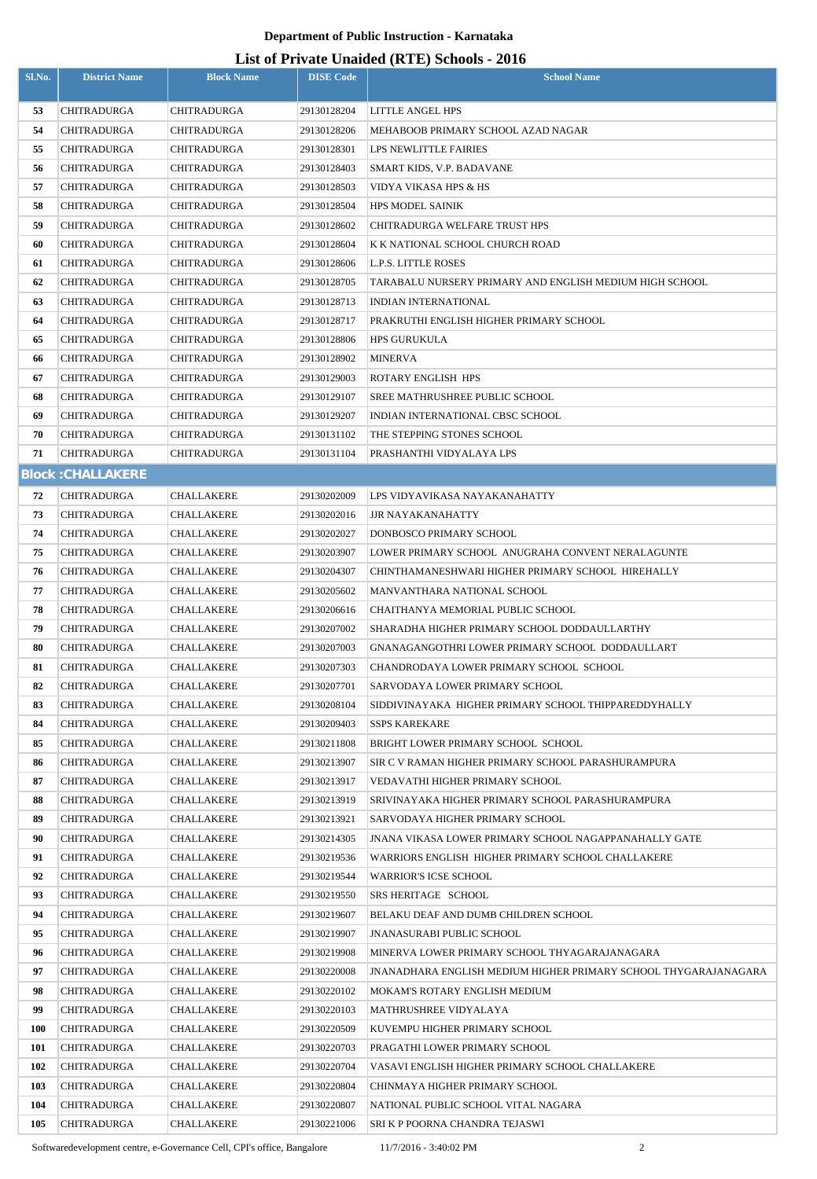# Department of Public Instruction - Karnataka

## List of Private Unaided (RTE) Schools - 2016

| Sl.No. | District Name | Block Name | DISE Code | School Name |
|---|---|---|---|---|
| 53 | CHITRADURGA | CHITRADURGA | 29130128204 | LITTLE ANGEL HPS |
| 54 | CHITRADURGA | CHITRADURGA | 29130128206 | MEHABOOB PRIMARY SCHOOL AZAD NAGAR |
| 55 | CHITRADURGA | CHITRADURGA | 29130128301 | LPS NEWLITTLE FAIRIES |
| 56 | CHITRADURGA | CHITRADURGA | 29130128403 | SMART KIDS, V.P. BADAVANE |
| 57 | CHITRADURGA | CHITRADURGA | 29130128503 | VIDYA VIKASA HPS & HS |
| 58 | CHITRADURGA | CHITRADURGA | 29130128504 | HPS MODEL SAINIK |
| 59 | CHITRADURGA | CHITRADURGA | 29130128602 | CHITRADURGA WELFARE TRUST HPS |
| 60 | CHITRADURGA | CHITRADURGA | 29130128604 | K K NATIONAL SCHOOL CHURCH ROAD |
| 61 | CHITRADURGA | CHITRADURGA | 29130128606 | L.P.S. LITTLE ROSES |
| 62 | CHITRADURGA | CHITRADURGA | 29130128705 | TARABALU NURSERY PRIMARY AND ENGLISH MEDIUM HIGH SCHOOL |
| 63 | CHITRADURGA | CHITRADURGA | 29130128713 | INDIAN INTERNATIONAL |
| 64 | CHITRADURGA | CHITRADURGA | 29130128717 | PRAKRUTHI ENGLISH HIGHER PRIMARY SCHOOL |
| 65 | CHITRADURGA | CHITRADURGA | 29130128806 | HPS GURUKULA |
| 66 | CHITRADURGA | CHITRADURGA | 29130128902 | MINERVA |
| 67 | CHITRADURGA | CHITRADURGA | 29130129003 | ROTARY ENGLISH HPS |
| 68 | CHITRADURGA | CHITRADURGA | 29130129107 | SREE MATHRUSHREE PUBLIC SCHOOL |
| 69 | CHITRADURGA | CHITRADURGA | 29130129207 | INDIAN INTERNATIONAL CBSC SCHOOL |
| 70 | CHITRADURGA | CHITRADURGA | 29130131102 | THE STEPPING STONES SCHOOL |
| 71 | CHITRADURGA | CHITRADURGA | 29130131104 | PRASHANTHI VIDYALAYA LPS |
| **Block :CHALLAKERE** | | | | |
| 72 | CHITRADURGA | CHALLAKERE | 29130202009 | LPS VIDYAVIKASA NAYAKANAHATTY |
| 73 | CHITRADURGA | CHALLAKERE | 29130202016 | JJR NAYAKANAHATTY |
| 74 | CHITRADURGA | CHALLAKERE | 29130202027 | DONBOSCO PRIMARY SCHOOL |
| 75 | CHITRADURGA | CHALLAKERE | 29130203907 | LOWER PRIMARY SCHOOL ANUGRAHA CONVENT NERALAGUNTE |
| 76 | CHITRADURGA | CHALLAKERE | 29130204307 | CHINTHAMANESHWARI HIGHER PRIMARY SCHOOL HIREHALLY |
| 77 | CHITRADURGA | CHALLAKERE | 29130205602 | MANVANTHARA NATIONAL SCHOOL |
| 78 | CHITRADURGA | CHALLAKERE | 29130206616 | CHAITHANYA MEMORIAL PUBLIC SCHOOL |
| 79 | CHITRADURGA | CHALLAKERE | 29130207002 | SHARADHA HIGHER PRIMARY SCHOOL DODDAULLARTHY |
| 80 | CHITRADURGA | CHALLAKERE | 29130207003 | GNANAGANGOTHRI LOWER PRIMARY SCHOOL DODDAULLART |
| 81 | CHITRADURGA | CHALLAKERE | 29130207303 | CHANDRODAYA LOWER PRIMARY SCHOOL SCHOOL |
| 82 | CHITRADURGA | CHALLAKERE | 29130207701 | SARVODAYA LOWER PRIMARY SCHOOL |
| 83 | CHITRADURGA | CHALLAKERE | 29130208104 | SIDDIVINAYAKA HIGHER PRIMARY SCHOOL THIPPAREDDYHALLY |
| 84 | CHITRADURGA | CHALLAKERE | 29130209403 | SSPS KAREKARE |
| 85 | CHITRADURGA | CHALLAKERE | 29130211808 | BRIGHT LOWER PRIMARY SCHOOL SCHOOL |
| 86 | CHITRADURGA | CHALLAKERE | 29130213907 | SIR C V RAMAN HIGHER PRIMARY SCHOOL PARASHURAMPURA |
| 87 | CHITRADURGA | CHALLAKERE | 29130213917 | VEDAVATHI HIGHER PRIMARY SCHOOL |
| 88 | CHITRADURGA | CHALLAKERE | 29130213919 | SRIVINAYAKA HIGHER PRIMARY SCHOOL PARASHURAMPURA |
| 89 | CHITRADURGA | CHALLAKERE | 29130213921 | SARVODAYA HIGHER PRIMARY SCHOOL |
| 90 | CHITRADURGA | CHALLAKERE | 29130214305 | JNANA VIKASA LOWER PRIMARY SCHOOL NAGAPPANAHALLY GATE |
| 91 | CHITRADURGA | CHALLAKERE | 29130219536 | WARRIORS ENGLISH HIGHER PRIMARY SCHOOL CHALLAKERE |
| 92 | CHITRADURGA | CHALLAKERE | 29130219544 | WARRIOR'S ICSE SCHOOL |
| 93 | CHITRADURGA | CHALLAKERE | 29130219550 | SRS HERITAGE SCHOOL |
| 94 | CHITRADURGA | CHALLAKERE | 29130219607 | BELAKU DEAF AND DUMB CHILDREN SCHOOL |
| 95 | CHITRADURGA | CHALLAKERE | 29130219907 | JNANASURABI PUBLIC SCHOOL |
| 96 | CHITRADURGA | CHALLAKERE | 29130219908 | MINERVA LOWER PRIMARY SCHOOL THYAGARAJANAGARA |
| 97 | CHITRADURGA | CHALLAKERE | 29130220008 | JNANADHARA ENGLISH MEDIUM HIGHER PRIMARY SCHOOL THYGARAJANAGARA |
| 98 | CHITRADURGA | CHALLAKERE | 29130220102 | MOKAM'S ROTARY ENGLISH MEDIUM |
| 99 | CHITRADURGA | CHALLAKERE | 29130220103 | MATHRUSHREE VIDYALAYA |
| 100 | CHITRADURGA | CHALLAKERE | 29130220509 | KUVEMPU HIGHER PRIMARY SCHOOL |
| 101 | CHITRADURGA | CHALLAKERE | 29130220703 | PRAGATHI LOWER PRIMARY SCHOOL |
| 102 | CHITRADURGA | CHALLAKERE | 29130220704 | VASAVI ENGLISH HIGHER PRIMARY SCHOOL CHALLAKERE |
| 103 | CHITRADURGA | CHALLAKERE | 29130220804 | CHINMAYA HIGHER PRIMARY SCHOOL |
| 104 | CHITRADURGA | CHALLAKERE | 29130220807 | NATIONAL PUBLIC SCHOOL VITAL NAGARA |
| 105 | CHITRADURGA | CHALLAKERE | 29130221006 | SRI K P POORNA CHANDRA TEJASWI |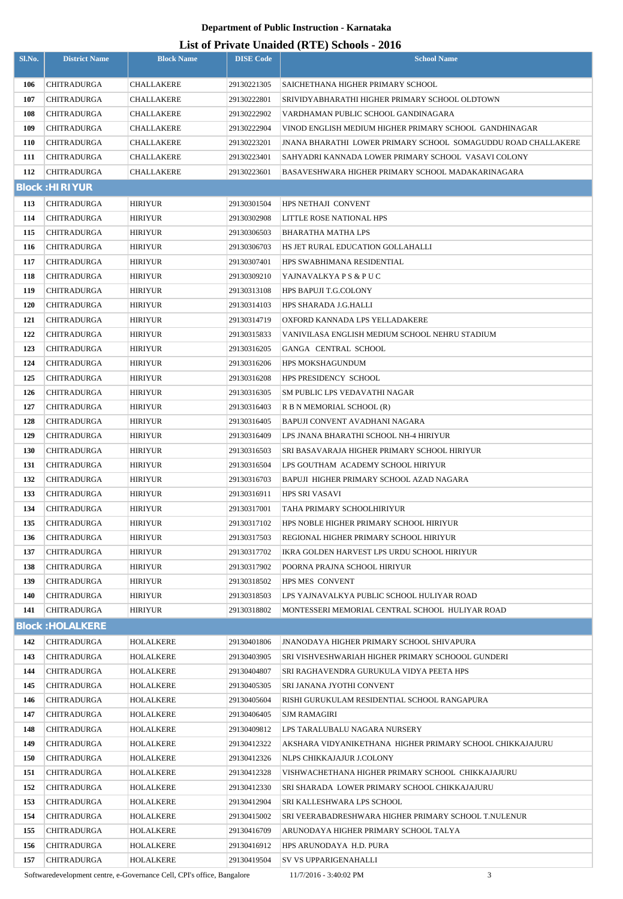# Department of Public Instruction - Karnataka

## List of Private Unaided (RTE) Schools - 2016

| Sl.No. | District Name | Block Name | DISE Code | School Name |
|---|---|---|---|---|
| 106 | CHITRADURGA | CHALLAKERE | 29130221305 | SAICHETHANA HIGHER PRIMARY SCHOOL |
| 107 | CHITRADURGA | CHALLAKERE | 29130222801 | SRIVIDYABHARATHI HIGHER PRIMARY SCHOOL OLDTOWN |
| 108 | CHITRADURGA | CHALLAKERE | 29130222902 | VARDHAMAN PUBLIC SCHOOL GANDINAGARA |
| 109 | CHITRADURGA | CHALLAKERE | 29130222904 | VINOD ENGLISH MEDIUM HIGHER PRIMARY SCHOOL GANDHINAGAR |
| 110 | CHITRADURGA | CHALLAKERE | 29130223201 | JNANA BHARATHI LOWER PRIMARY SCHOOL SOMAGUDDU ROAD CHALLAKERE |
| 111 | CHITRADURGA | CHALLAKERE | 29130223401 | SAHYADRI KANNADA LOWER PRIMARY SCHOOL VASAVI COLONY |
| 112 | CHITRADURGA | CHALLAKERE | 29130223601 | BASAVESHWARA HIGHER PRIMARY SCHOOL MADAKARINAGARA |
| **Block :HIRIYUR** | | | | |
| 113 | CHITRADURGA | HIRIYUR | 29130301504 | HPS NETHAJI CONVENT |
| 114 | CHITRADURGA | HIRIYUR | 29130302908 | LITTLE ROSE NATIONAL HPS |
| 115 | CHITRADURGA | HIRIYUR | 29130306503 | BHARATHA MATHA LPS |
| 116 | CHITRADURGA | HIRIYUR | 29130306703 | HS JET RURAL EDUCATION GOLLAHALLI |
| 117 | CHITRADURGA | HIRIYUR | 29130307401 | HPS SWABHIMANA RESIDENTIAL |
| 118 | CHITRADURGA | HIRIYUR | 29130309210 | YAJNAVALKYA P S & P U C |
| 119 | CHITRADURGA | HIRIYUR | 29130313108 | HPS BAPUJI T.G.COLONY |
| 120 | CHITRADURGA | HIRIYUR | 29130314103 | HPS SHARADA J.G.HALLI |
| 121 | CHITRADURGA | HIRIYUR | 29130314719 | OXFORD KANNADA LPS YELLADAKERE |
| 122 | CHITRADURGA | HIRIYUR | 29130315833 | VANIVILASA ENGLISH MEDIUM SCHOOL NEHRU STADIUM |
| 123 | CHITRADURGA | HIRIYUR | 29130316205 | GANGA CENTRAL SCHOOL |
| 124 | CHITRADURGA | HIRIYUR | 29130316206 | HPS MOKSHAGUNDUM |
| 125 | CHITRADURGA | HIRIYUR | 29130316208 | HPS PRESIDENCY SCHOOL |
| 126 | CHITRADURGA | HIRIYUR | 29130316305 | SM PUBLIC LPS VEDAVATHI NAGAR |
| 127 | CHITRADURGA | HIRIYUR | 29130316403 | R B N MEMORIAL SCHOOL (R) |
| 128 | CHITRADURGA | HIRIYUR | 29130316405 | BAPUJI CONVENT AVADHANI NAGARA |
| 129 | CHITRADURGA | HIRIYUR | 29130316409 | LPS JNANA BHARATHI SCHOOL NH-4 HIRIYUR |
| 130 | CHITRADURGA | HIRIYUR | 29130316503 | SRI BASAVARAJA HIGHER PRIMARY SCHOOL HIRIYUR |
| 131 | CHITRADURGA | HIRIYUR | 29130316504 | LPS GOUTHAM ACADEMY SCHOOL HIRIYUR |
| 132 | CHITRADURGA | HIRIYUR | 29130316703 | BAPUJI HIGHER PRIMARY SCHOOL AZAD NAGARA |
| 133 | CHITRADURGA | HIRIYUR | 29130316911 | HPS SRI VASAVI |
| 134 | CHITRADURGA | HIRIYUR | 29130317001 | TAHA PRIMARY SCHOOLHIRIYUR |
| 135 | CHITRADURGA | HIRIYUR | 29130317102 | HPS NOBLE HIGHER PRIMARY SCHOOL HIRIYUR |
| 136 | CHITRADURGA | HIRIYUR | 29130317503 | REGIONAL HIGHER PRIMARY SCHOOL HIRIYUR |
| 137 | CHITRADURGA | HIRIYUR | 29130317702 | IKRA GOLDEN HARVEST LPS URDU SCHOOL HIRIYUR |
| 138 | CHITRADURGA | HIRIYUR | 29130317902 | POORNA PRAJNA SCHOOL HIRIYUR |
| 139 | CHITRADURGA | HIRIYUR | 29130318502 | HPS MES CONVENT |
| 140 | CHITRADURGA | HIRIYUR | 29130318503 | LPS YAJNAVALKYA PUBLIC SCHOOL HULIYAR ROAD |
| 141 | CHITRADURGA | HIRIYUR | 29130318802 | MONTESSERI MEMORIAL CENTRAL SCHOOL HULIYAR ROAD |
| **Block :HOLALKERE** | | | | |
| 142 | CHITRADURGA | HOLALKERE | 29130401806 | JNANODAYA HIGHER PRIMARY SCHOOL SHIVAPURA |
| 143 | CHITRADURGA | HOLALKERE | 29130403905 | SRI VISHVESHWARIAH HIGHER PRIMARY SCHOOOL GUNDERI |
| 144 | CHITRADURGA | HOLALKERE | 29130404807 | SRI RAGHAVENDRA GURUKULA VIDYA PEETA HPS |
| 145 | CHITRADURGA | HOLALKERE | 29130405305 | SRI JANANA JYOTHI CONVENT |
| 146 | CHITRADURGA | HOLALKERE | 29130405604 | RISHI GURUKULAM RESIDENTIAL SCHOOL RANGAPURA |
| 147 | CHITRADURGA | HOLALKERE | 29130406405 | SJM RAMAGIRI |
| 148 | CHITRADURGA | HOLALKERE | 29130409812 | LPS TARALUBALU NAGARA NURSERY |
| 149 | CHITRADURGA | HOLALKERE | 29130412322 | AKSHARA VIDYANIKETHANA HIGHER PRIMARY SCHOOL CHIKKAJAJURU |
| 150 | CHITRADURGA | HOLALKERE | 29130412326 | NLPS CHIKKAJAJUR J.COLONY |
| 151 | CHITRADURGA | HOLALKERE | 29130412328 | VISHWACHETHANA HIGHER PRIMARY SCHOOL CHIKKAJAJURU |
| 152 | CHITRADURGA | HOLALKERE | 29130412330 | SRI SHARADA LOWER PRIMARY SCHOOL CHIKKAJAJURU |
| 153 | CHITRADURGA | HOLALKERE | 29130412904 | SRI KALLESHWARA LPS SCHOOL |
| 154 | CHITRADURGA | HOLALKERE | 29130415002 | SRI VEERABADRESHWARA HIGHER PRIMARY SCHOOL T.NULENUR |
| 155 | CHITRADURGA | HOLALKERE | 29130416709 | ARUNODAYA HIGHER PRIMARY SCHOOL TALYA |
| 156 | CHITRADURGA | HOLALKERE | 29130416912 | HPS ARUNODAYA H.D. PURA |
| 157 | CHITRADURGA | HOLALKERE | 29130419504 | SV VS UPPARIGENAHALLI |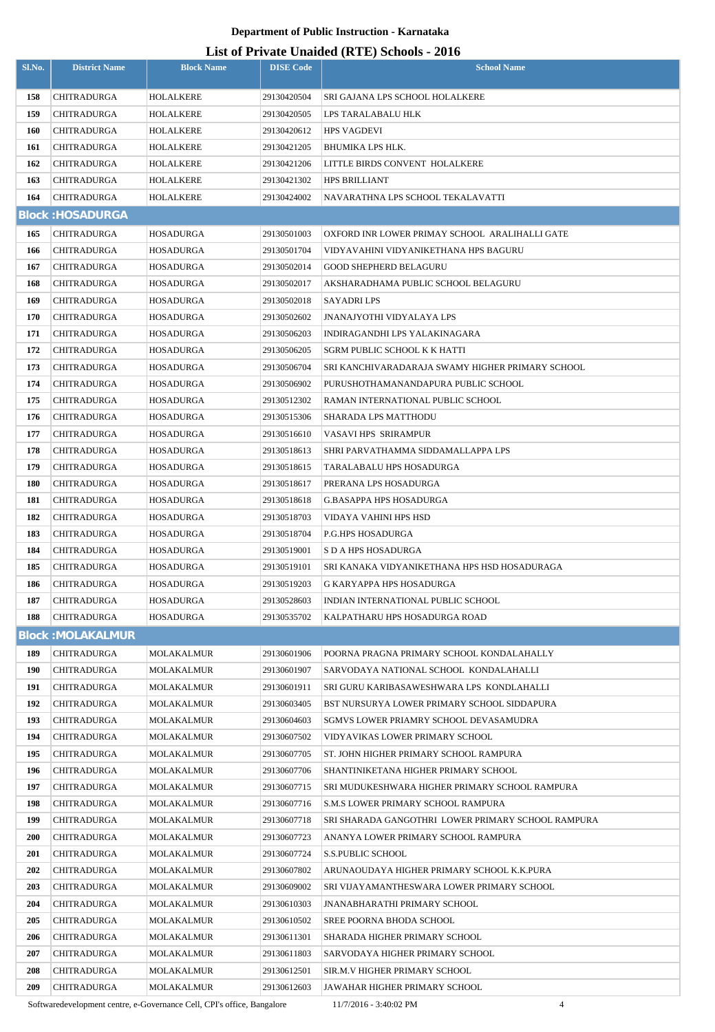# Department of Public Instruction - Karnataka

## List of Private Unaided (RTE) Schools - 2016

| Sl.No. | District Name | Block Name | DISE Code | School Name |
|---|---|---|---|---|
| 158 | CHITRADURGA | HOLALKERE | 29130420504 | SRI GAJANA LPS SCHOOL HOLALKERE |
| 159 | CHITRADURGA | HOLALKERE | 29130420505 | LPS TARALABALU HLK |
| 160 | CHITRADURGA | HOLALKERE | 29130420612 | HPS VAGDEVI |
| 161 | CHITRADURGA | HOLALKERE | 29130421205 | BHUMIKA LPS HLK. |
| 162 | CHITRADURGA | HOLALKERE | 29130421206 | LITTLE BIRDS CONVENT HOLALKERE |
| 163 | CHITRADURGA | HOLALKERE | 29130421302 | HPS BRILLIANT |
| 164 | CHITRADURGA | HOLALKERE | 29130424002 | NAVARATHNA LPS SCHOOL TEKALAVATTI |
| **Block :HOSADURGA** | | | | |
| 165 | CHITRADURGA | HOSADURGA | 29130501003 | OXFORD INR LOWER PRIMAY SCHOOL ARALIHALLI GATE |
| 166 | CHITRADURGA | HOSADURGA | 29130501704 | VIDYAVAHINI VIDYANIKETHANA HPS BAGURU |
| 167 | CHITRADURGA | HOSADURGA | 29130502014 | GOOD SHEPHERD BELAGURU |
| 168 | CHITRADURGA | HOSADURGA | 29130502017 | AKSHARADHAMA PUBLIC SCHOOL BELAGURU |
| 169 | CHITRADURGA | HOSADURGA | 29130502018 | SAYADRI LPS |
| 170 | CHITRADURGA | HOSADURGA | 29130502602 | JNANAJYOTHI VIDYALAYA LPS |
| 171 | CHITRADURGA | HOSADURGA | 29130506203 | INDIRAGANDHI LPS YALAKINAGARA |
| 172 | CHITRADURGA | HOSADURGA | 29130506205 | SGRM PUBLIC SCHOOL K K HATTI |
| 173 | CHITRADURGA | HOSADURGA | 29130506704 | SRI KANCHIVARADARAJA SWAMY HIGHER PRIMARY SCHOOL |
| 174 | CHITRADURGA | HOSADURGA | 29130506902 | PURUSHOTHAMANANDAPURA PUBLIC SCHOOL |
| 175 | CHITRADURGA | HOSADURGA | 29130512302 | RAMAN INTERNATIONAL PUBLIC SCHOOL |
| 176 | CHITRADURGA | HOSADURGA | 29130515306 | SHARADA LPS MATTHODU |
| 177 | CHITRADURGA | HOSADURGA | 29130516610 | VASAVI HPS SRIRAMPUR |
| 178 | CHITRADURGA | HOSADURGA | 29130518613 | SHRI PARVATHAMMA SIDDAMALLAPPA LPS |
| 179 | CHITRADURGA | HOSADURGA | 29130518615 | TARALABALU HPS HOSADURGA |
| 180 | CHITRADURGA | HOSADURGA | 29130518617 | PRERANA LPS HOSADURGA |
| 181 | CHITRADURGA | HOSADURGA | 29130518618 | G.BASAPPA HPS HOSADURGA |
| 182 | CHITRADURGA | HOSADURGA | 29130518703 | VIDAYA VAHINI HPS HSD |
| 183 | CHITRADURGA | HOSADURGA | 29130518704 | P.G.HPS HOSADURGA |
| 184 | CHITRADURGA | HOSADURGA | 29130519001 | S D A HPS HOSADURGA |
| 185 | CHITRADURGA | HOSADURGA | 29130519101 | SRI KANAKA VIDYANIKETHANA HPS HSD HOSADURAGA |
| 186 | CHITRADURGA | HOSADURGA | 29130519203 | G KARYAPPA HPS HOSADURGA |
| 187 | CHITRADURGA | HOSADURGA | 29130528603 | INDIAN INTERNATIONAL PUBLIC SCHOOL |
| 188 | CHITRADURGA | HOSADURGA | 29130535702 | KALPATHARU HPS HOSADURGA ROAD |
| **Block :MOLAKALMUR** | | | | |
| 189 | CHITRADURGA | MOLAKALMUR | 29130601906 | POORNA PRAGNA PRIMARY SCHOOL KONDALAHALLY |
| 190 | CHITRADURGA | MOLAKALMUR | 29130601907 | SARVODAYA NATIONAL SCHOOL KONDALAHALLI |
| 191 | CHITRADURGA | MOLAKALMUR | 29130601911 | SRI GURU KARIBASAWESHWARA LPS KONDLAHALLI |
| 192 | CHITRADURGA | MOLAKALMUR | 29130603405 | BST NURSURYA LOWER PRIMARY SCHOOL SIDDAPURA |
| 193 | CHITRADURGA | MOLAKALMUR | 29130604603 | SGMVS LOWER PRIAMRY SCHOOL DEVASAMUDRA |
| 194 | CHITRADURGA | MOLAKALMUR | 29130607502 | VIDYAVIKAS LOWER PRIMARY SCHOOL |
| 195 | CHITRADURGA | MOLAKALMUR | 29130607705 | ST. JOHN HIGHER PRIMARY SCHOOL RAMPURA |
| 196 | CHITRADURGA | MOLAKALMUR | 29130607706 | SHANTINIKETANA HIGHER PRIMARY SCHOOL |
| 197 | CHITRADURGA | MOLAKALMUR | 29130607715 | SRI MUDUKESHWARA HIGHER PRIMARY SCHOOL RAMPURA |
| 198 | CHITRADURGA | MOLAKALMUR | 29130607716 | S.M.S LOWER PRIMARY SCHOOL RAMPURA |
| 199 | CHITRADURGA | MOLAKALMUR | 29130607718 | SRI SHARADA GANGOTHRI LOWER PRIMARY SCHOOL RAMPURA |
| 200 | CHITRADURGA | MOLAKALMUR | 29130607723 | ANANYA LOWER PRIMARY SCHOOL RAMPURA |
| 201 | CHITRADURGA | MOLAKALMUR | 29130607724 | S.S.PUBLIC SCHOOL |
| 202 | CHITRADURGA | MOLAKALMUR | 29130607802 | ARUNAOUDAYA HIGHER PRIMARY SCHOOL K.K.PURA |
| 203 | CHITRADURGA | MOLAKALMUR | 29130609002 | SRI VIJAYAMANTHESWARA LOWER PRIMARY SCHOOL |
| 204 | CHITRADURGA | MOLAKALMUR | 29130610303 | JNANABHARATHI PRIMARY SCHOOL |
| 205 | CHITRADURGA | MOLAKALMUR | 29130610502 | SREE POORNA BHODA SCHOOL |
| 206 | CHITRADURGA | MOLAKALMUR | 29130611301 | SHARADA HIGHER PRIMARY SCHOOL |
| 207 | CHITRADURGA | MOLAKALMUR | 29130611803 | SARVODAYA HIGHER PRIMARY SCHOOL |
| 208 | CHITRADURGA | MOLAKALMUR | 29130612501 | SIR.M.V HIGHER PRIMARY SCHOOL |
| 209 | CHITRADURGA | MOLAKALMUR | 29130612603 | JAWAHAR HIGHER PRIMARY SCHOOL |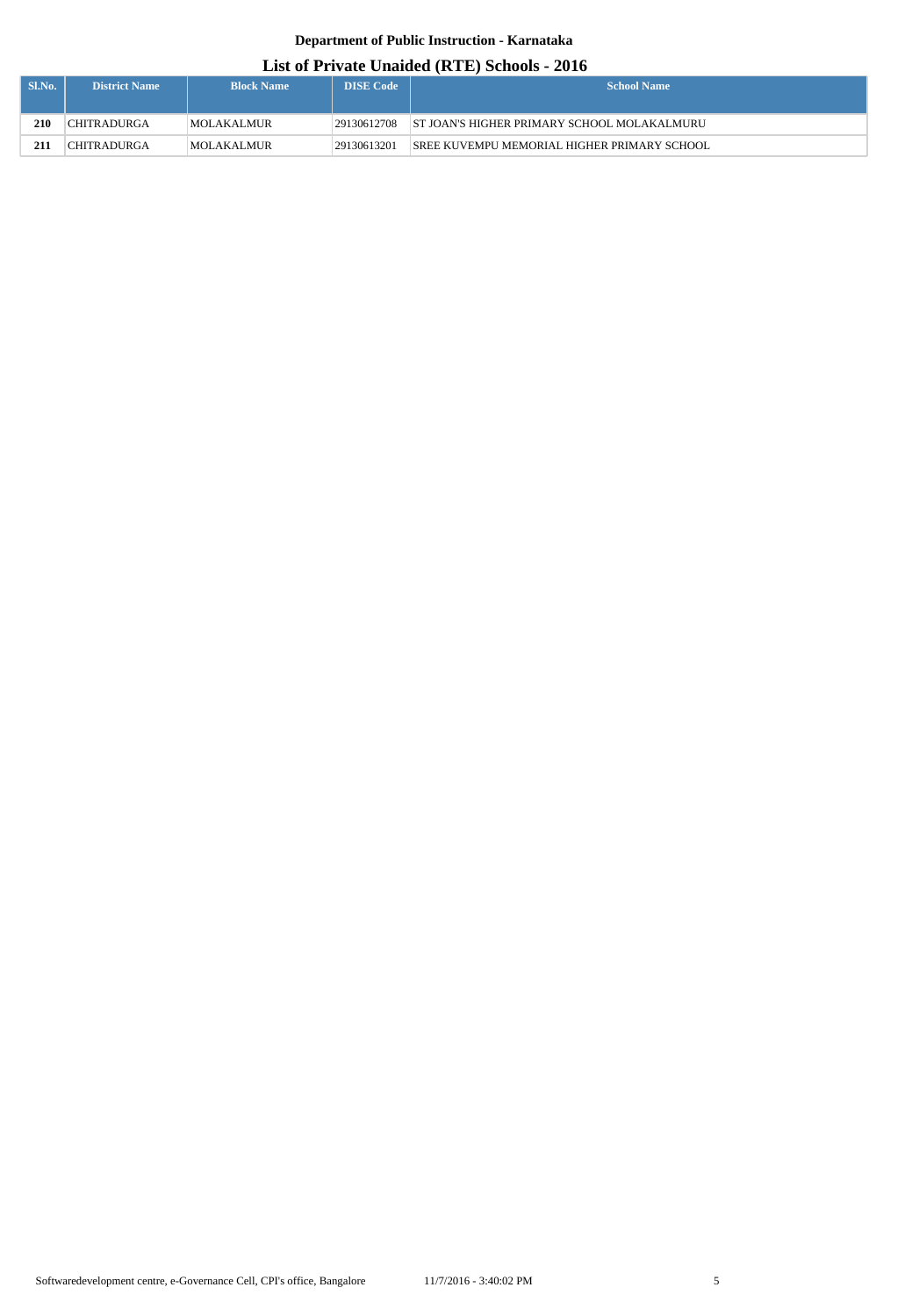Department of Public Instruction - Karnataka

## List of Private Unaided (RTE) Schools - 2016

| Sl.No. | District Name | Block Name | DISE Code | School Name |
|---|---|---|---|---|
| 210 | CHITRADURGA | MOLAKALMUR | 29130612708 | ST JOAN'S HIGHER PRIMARY SCHOOL MOLAKALMURU |
| 211 | CHITRADURGA | MOLAKALMUR | 29130613201 | SREE KUVEMPU MEMORIAL HIGHER PRIMARY SCHOOL |

Softwaredevelopment centre, e-Governance Cell, CPI's office, Bangalore 11/7/2016 - 3:40:02 PM